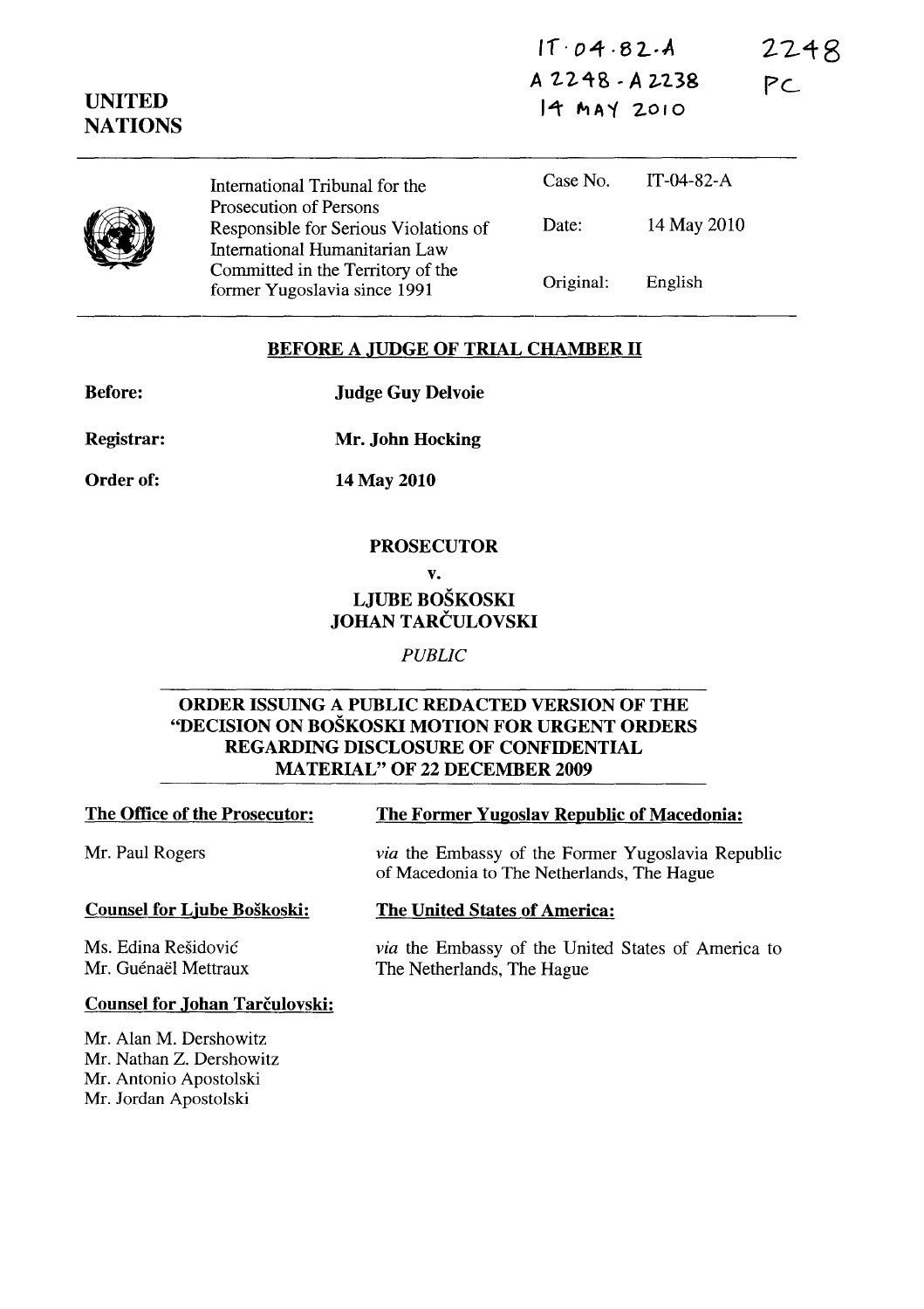IT-04-82-A
A 2248 - A 2238
14 MAY 2010

2248
PC

UNITED NATIONS

International Tribunal for the Prosecution of Persons Responsible for Serious Violations of International Humanitarian Law Committed in the Territory of the former Yugoslavia since 1991

| | |
|---|---|
| Case No. | IT-04-82-A |
| Date: | 14 May 2010 |
| Original: | English |

## BEFORE A JUDGE OF TRIAL CHAMBER II

**Before:** **Judge Guy Delvoie**

**Registrar:** **Mr. John Hocking**

**Order of:** **14 May 2010**

**PROSECUTOR**

**v.**

**LJUBE BOŠKOSKI**
**JOHAN TARČULOVSKI**

*PUBLIC*

## ORDER ISSUING A PUBLIC REDACTED VERSION OF THE "DECISION ON BOŠKOSKI MOTION FOR URGENT ORDERS REGARDING DISCLOSURE OF CONFIDENTIAL MATERIAL" OF 22 DECEMBER 2009

**The Office of the Prosecutor:**

Mr. Paul Rogers

**Counsel for Ljube Boškoski:**

Ms. Edina Rešidović
Mr. Guénaël Mettraux

**Counsel for Johan Tarčulovski:**

Mr. Alan M. Dershowitz
Mr. Nathan Z. Dershowitz
Mr. Antonio Apostolski
Mr. Jordan Apostolski

**The Former Yugoslav Republic of Macedonia:**

*via* the Embassy of the Former Yugoslavia Republic of Macedonia to The Netherlands, The Hague

**The United States of America:**

*via* the Embassy of the United States of America to The Netherlands, The Hague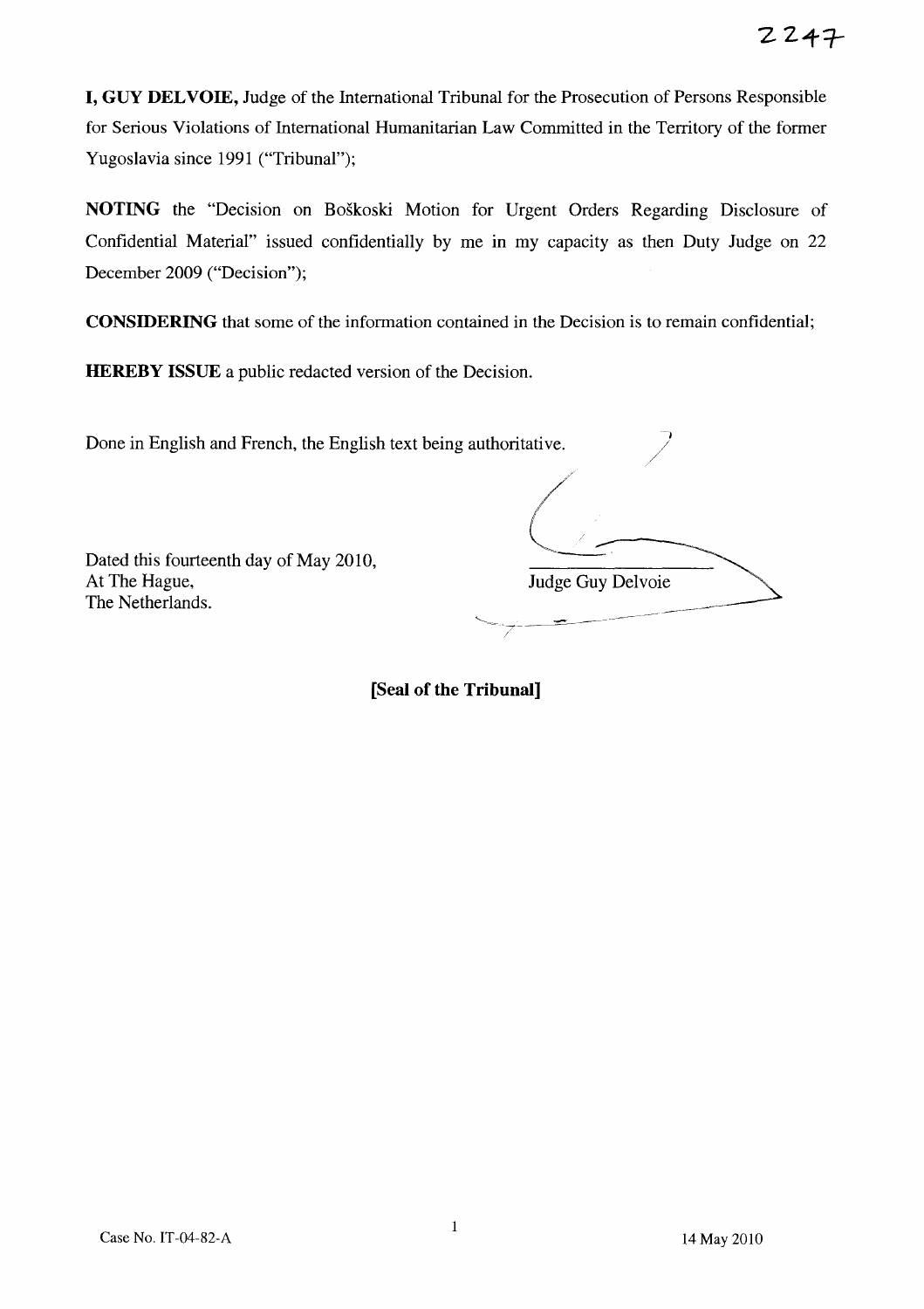**I, GUY DELVOIE,** Judge of the International Tribunal for the Prosecution of Persons Responsible for Serious Violations of International Humanitarian Law Committed in the Territory of the former Yugoslavia since 1991 ("Tribunal");

**NOTING** the "Decision on Boškoski Motion for Urgent Orders Regarding Disclosure of Confidential Material" issued confidentially by me in my capacity as then Duty Judge on 22 December 2009 ("Decision");

**CONSIDERING** that some of the information contained in the Decision is to remain confidential;

**HEREBY ISSUE** a public redacted version of the Decision.

Done in English and French, the English text being authoritative.

Dated this fourteenth day of May 2010,
At The Hague,
The Netherlands.

Judge Guy Delvoie

**[Seal of the Tribunal]**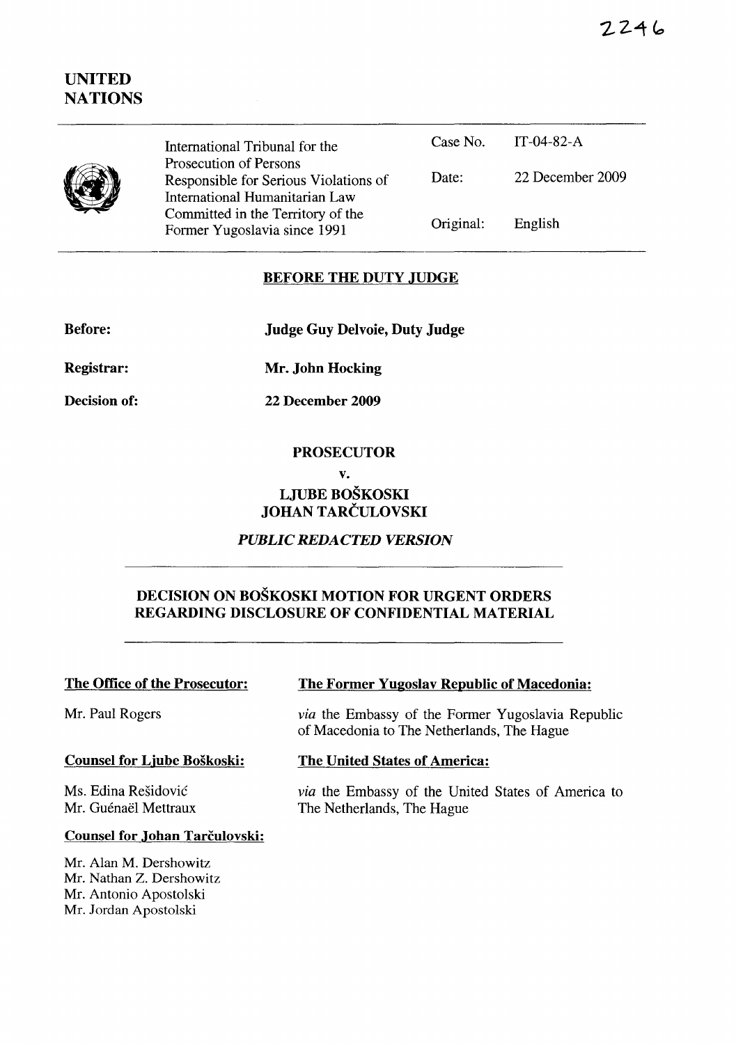2246

# UNITED NATIONS

International Tribunal for the Prosecution of Persons Responsible for Serious Violations of International Humanitarian Law Committed in the Territory of the Former Yugoslavia since 1991

| | |
|---|---|
| Case No. | IT-04-82-A |
| Date: | 22 December 2009 |
| Original: | English |

**BEFORE THE DUTY JUDGE**

**Before:** **Judge Guy Delvoie, Duty Judge**

**Registrar:** **Mr. John Hocking**

**Decision of:** **22 December 2009**

**PROSECUTOR**

**v.**

**LJUBE BOŠKOSKI**
**JOHAN TARČULOVSKI**

***PUBLIC REDACTED VERSION***

**DECISION ON BOŠKOSKI MOTION FOR URGENT ORDERS REGARDING DISCLOSURE OF CONFIDENTIAL MATERIAL**

**The Office of the Prosecutor:**

Mr. Paul Rogers

**Counsel for Ljube Boškoski:**

Ms. Edina Rešidović
Mr. Guénaël Mettraux

**Counsel for Johan Tarčulovski:**

Mr. Alan M. Dershowitz
Mr. Nathan Z. Dershowitz
Mr. Antonio Apostolski
Mr. Jordan Apostolski

**The Former Yugoslav Republic of Macedonia:**

*via* the Embassy of the Former Yugoslavia Republic of Macedonia to The Netherlands, The Hague

**The United States of America:**

*via* the Embassy of the United States of America to The Netherlands, The Hague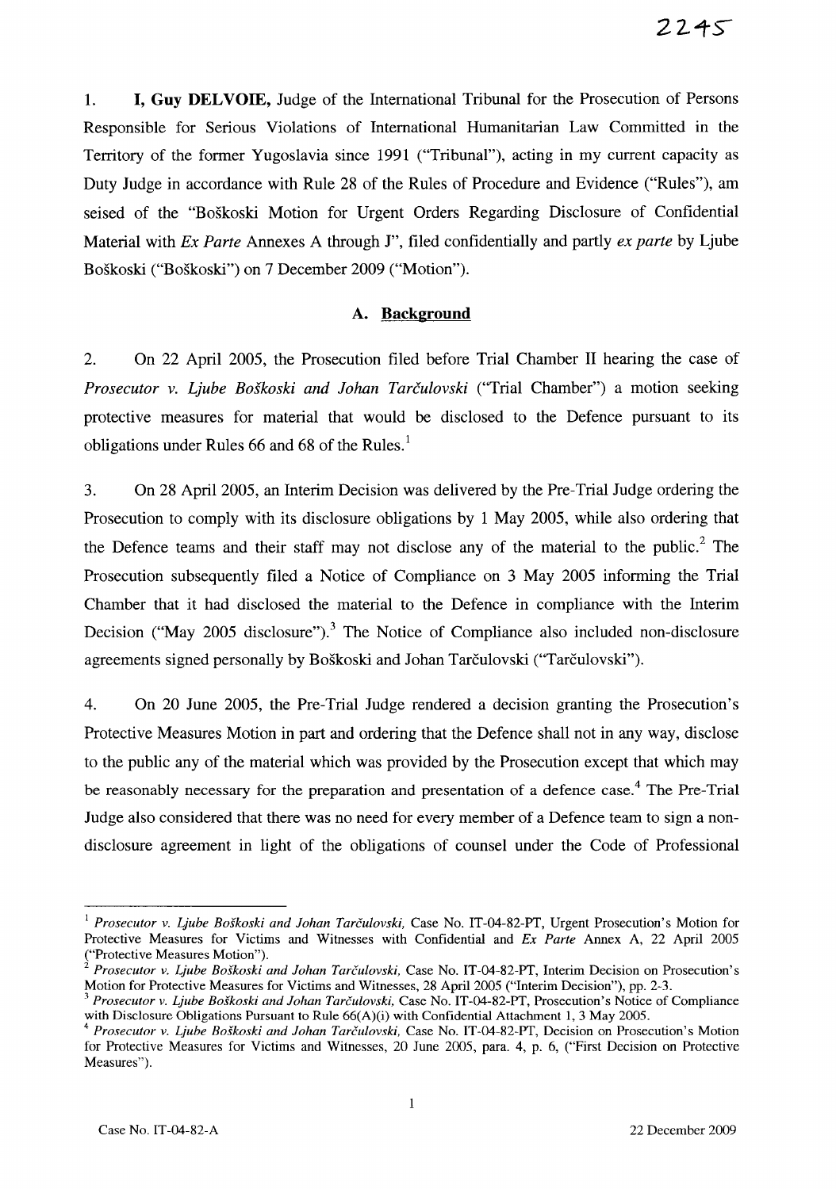1. **I, Guy DELVOIE,** Judge of the International Tribunal for the Prosecution of Persons Responsible for Serious Violations of International Humanitarian Law Committed in the Territory of the former Yugoslavia since 1991 ("Tribunal"), acting in my current capacity as Duty Judge in accordance with Rule 28 of the Rules of Procedure and Evidence ("Rules"), am seised of the "Boškoski Motion for Urgent Orders Regarding Disclosure of Confidential Material with *Ex Parte* Annexes A through J", filed confidentially and partly *ex parte* by Ljube Boškoski ("Boškoski") on 7 December 2009 ("Motion").

### A. Background

2. On 22 April 2005, the Prosecution filed before Trial Chamber II hearing the case of *Prosecutor v. Ljube Boškoski and Johan Tarčulovski* ("Trial Chamber") a motion seeking protective measures for material that would be disclosed to the Defence pursuant to its obligations under Rules 66 and 68 of the Rules.[1]

3. On 28 April 2005, an Interim Decision was delivered by the Pre-Trial Judge ordering the Prosecution to comply with its disclosure obligations by 1 May 2005, while also ordering that the Defence teams and their staff may not disclose any of the material to the public.[2] The Prosecution subsequently filed a Notice of Compliance on 3 May 2005 informing the Trial Chamber that it had disclosed the material to the Defence in compliance with the Interim Decision ("May 2005 disclosure").[3] The Notice of Compliance also included non-disclosure agreements signed personally by Boškoski and Johan Tarčulovski ("Tarčulovski").

4. On 20 June 2005, the Pre-Trial Judge rendered a decision granting the Prosecution's Protective Measures Motion in part and ordering that the Defence shall not in any way, disclose to the public any of the material which was provided by the Prosecution except that which may be reasonably necessary for the preparation and presentation of a defence case.[4] The Pre-Trial Judge also considered that there was no need for every member of a Defence team to sign a non-disclosure agreement in light of the obligations of counsel under the Code of Professional

---

[1] *Prosecutor v. Ljube Boškoski and Johan Tarčulovski,* Case No. IT-04-82-PT, Urgent Prosecution's Motion for Protective Measures for Victims and Witnesses with Confidential and *Ex Parte* Annex A, 22 April 2005 ("Protective Measures Motion").

[2] *Prosecutor v. Ljube Boškoski and Johan Tarčulovski,* Case No. IT-04-82-PT, Interim Decision on Prosecution's Motion for Protective Measures for Victims and Witnesses, 28 April 2005 ("Interim Decision"), pp. 2-3.

[3] *Prosecutor v. Ljube Boškoski and Johan Tarčulovski,* Case No. IT-04-82-PT, Prosecution's Notice of Compliance with Disclosure Obligations Pursuant to Rule 66(A)(i) with Confidential Attachment 1, 3 May 2005.

[4] *Prosecutor v. Ljube Boškoski and Johan Tarčulovski,* Case No. IT-04-82-PT, Decision on Prosecution's Motion for Protective Measures for Victims and Witnesses, 20 June 2005, para. 4, p. 6, ("First Decision on Protective Measures").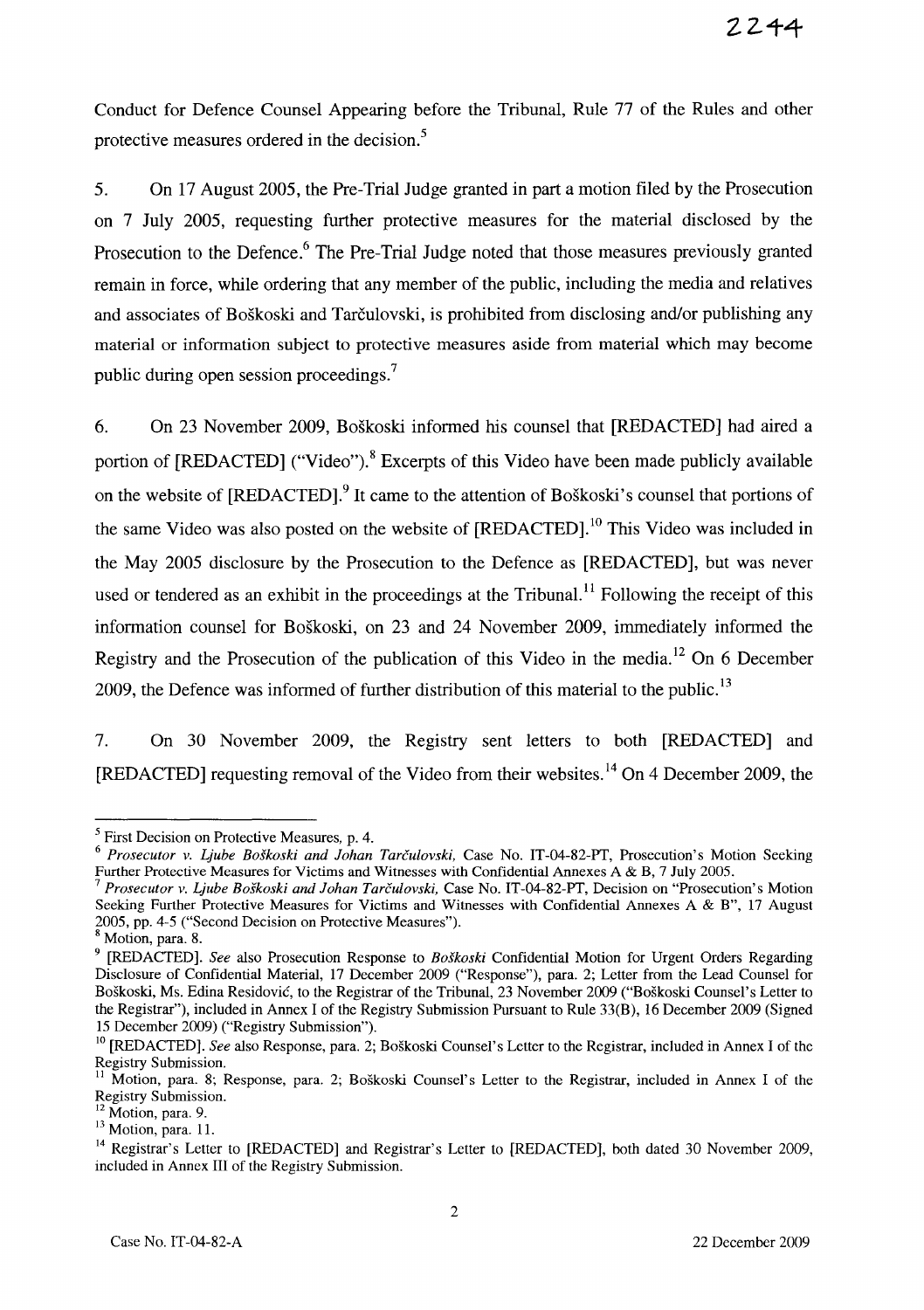Conduct for Defence Counsel Appearing before the Tribunal, Rule 77 of the Rules and other protective measures ordered in the decision.[5]

5. On 17 August 2005, the Pre-Trial Judge granted in part a motion filed by the Prosecution on 7 July 2005, requesting further protective measures for the material disclosed by the Prosecution to the Defence.[6] The Pre-Trial Judge noted that those measures previously granted remain in force, while ordering that any member of the public, including the media and relatives and associates of Boškoski and Tarčulovski, is prohibited from disclosing and/or publishing any material or information subject to protective measures aside from material which may become public during open session proceedings.[7]

6. On 23 November 2009, Boškoski informed his counsel that [REDACTED] had aired a portion of [REDACTED] ("Video").[8] Excerpts of this Video have been made publicly available on the website of [REDACTED].[9] It came to the attention of Boškoski's counsel that portions of the same Video was also posted on the website of [REDACTED].[10] This Video was included in the May 2005 disclosure by the Prosecution to the Defence as [REDACTED], but was never used or tendered as an exhibit in the proceedings at the Tribunal.[11] Following the receipt of this information counsel for Boškoski, on 23 and 24 November 2009, immediately informed the Registry and the Prosecution of the publication of this Video in the media.[12] On 6 December 2009, the Defence was informed of further distribution of this material to the public.[13]

7. On 30 November 2009, the Registry sent letters to both [REDACTED] and [REDACTED] requesting removal of the Video from their websites.[14] On 4 December 2009, the

---

[5] First Decision on Protective Measures, p. 4.

[6] *Prosecutor v. Ljube Boškoski and Johan Tarčulovski*, Case No. IT-04-82-PT, Prosecution's Motion Seeking Further Protective Measures for Victims and Witnesses with Confidential Annexes A & B, 7 July 2005.

[7] *Prosecutor v. Ljube Boškoski and Johan Tarčulovski*, Case No. IT-04-82-PT, Decision on "Prosecution's Motion Seeking Further Protective Measures for Victims and Witnesses with Confidential Annexes A & B", 17 August 2005, pp. 4-5 ("Second Decision on Protective Measures").

[8] Motion, para. 8.

[9] [REDACTED]. *See* also Prosecution Response to *Boškoski* Confidential Motion for Urgent Orders Regarding Disclosure of Confidential Material, 17 December 2009 ("Response"), para. 2; Letter from the Lead Counsel for Boškoski, Ms. Edina Residović, to the Registrar of the Tribunal, 23 November 2009 ("Boškoski Counsel's Letter to the Registrar"), included in Annex I of the Registry Submission Pursuant to Rule 33(B), 16 December 2009 (Signed 15 December 2009) ("Registry Submission").

[10] [REDACTED]. *See* also Response, para. 2; Boškoski Counsel's Letter to the Registrar, included in Annex I of the Registry Submission.

[11] Motion, para. 8; Response, para. 2; Boškoski Counsel's Letter to the Registrar, included in Annex I of the Registry Submission.

[12] Motion, para. 9.

[13] Motion, para. 11.

[14] Registrar's Letter to [REDACTED] and Registrar's Letter to [REDACTED], both dated 30 November 2009, included in Annex III of the Registry Submission.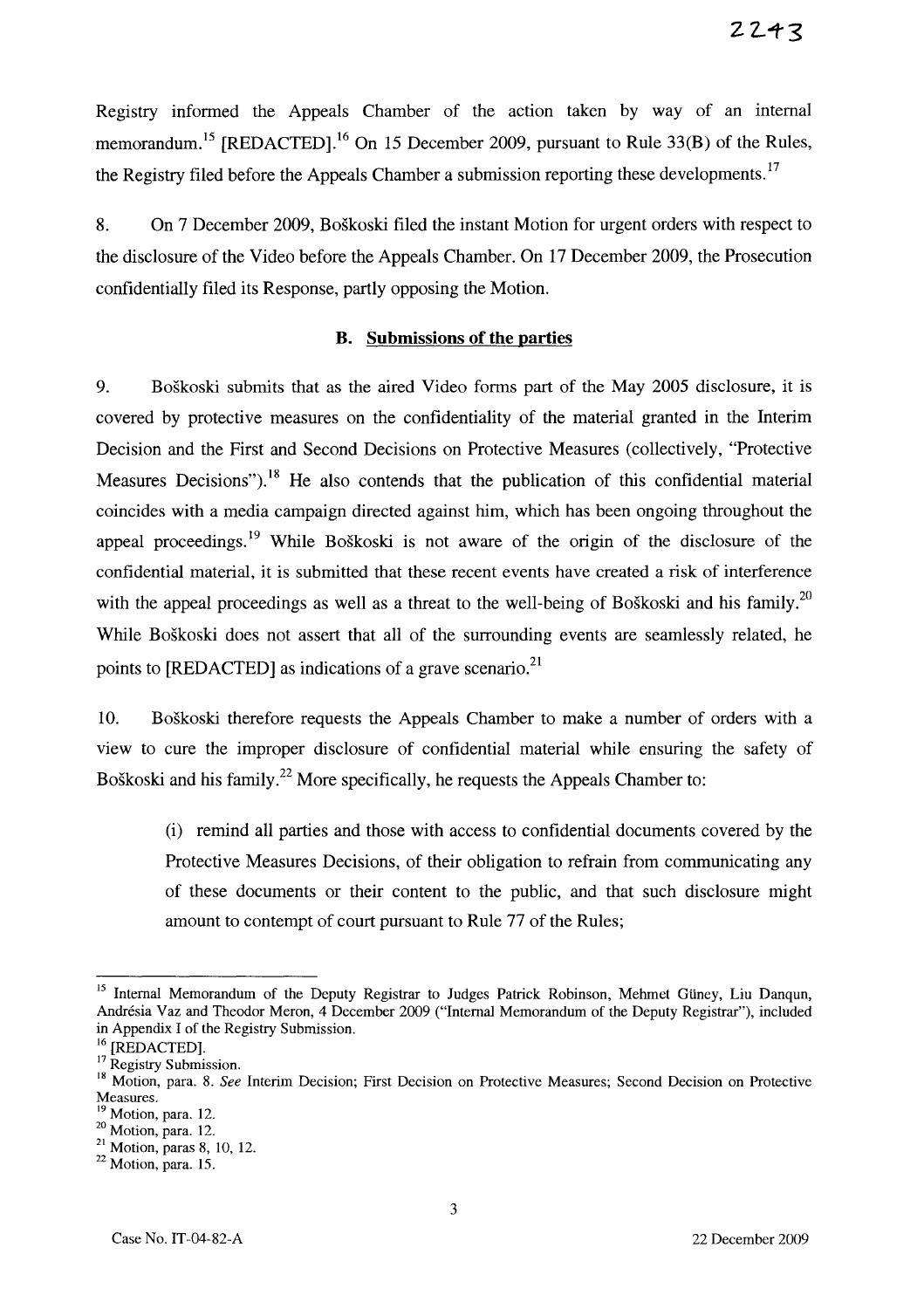Registry informed the Appeals Chamber of the action taken by way of an internal memorandum.[15] [REDACTED].[16] On 15 December 2009, pursuant to Rule 33(B) of the Rules, the Registry filed before the Appeals Chamber a submission reporting these developments.[17]

8. On 7 December 2009, Boškoski filed the instant Motion for urgent orders with respect to the disclosure of the Video before the Appeals Chamber. On 17 December 2009, the Prosecution confidentially filed its Response, partly opposing the Motion.

### B. Submissions of the parties

9. Boškoski submits that as the aired Video forms part of the May 2005 disclosure, it is covered by protective measures on the confidentiality of the material granted in the Interim Decision and the First and Second Decisions on Protective Measures (collectively, "Protective Measures Decisions").[18] He also contends that the publication of this confidential material coincides with a media campaign directed against him, which has been ongoing throughout the appeal proceedings.[19] While Boškoski is not aware of the origin of the disclosure of the confidential material, it is submitted that these recent events have created a risk of interference with the appeal proceedings as well as a threat to the well-being of Boškoski and his family.[20] While Boškoski does not assert that all of the surrounding events are seamlessly related, he points to [REDACTED] as indications of a grave scenario.[21]

10. Boškoski therefore requests the Appeals Chamber to make a number of orders with a view to cure the improper disclosure of confidential material while ensuring the safety of Boškoski and his family.[22] More specifically, he requests the Appeals Chamber to:

> (i) remind all parties and those with access to confidential documents covered by the Protective Measures Decisions, of their obligation to refrain from communicating any of these documents or their content to the public, and that such disclosure might amount to contempt of court pursuant to Rule 77 of the Rules;

---

[15] Internal Memorandum of the Deputy Registrar to Judges Patrick Robinson, Mehmet Güney, Liu Danqun, Andrésia Vaz and Theodor Meron, 4 December 2009 ("Internal Memorandum of the Deputy Registrar"), included in Appendix I of the Registry Submission.

[16] [REDACTED].

[17] Registry Submission.

[18] Motion, para. 8. *See* Interim Decision; First Decision on Protective Measures; Second Decision on Protective Measures.

[19] Motion, para. 12.

[20] Motion, para. 12.

[21] Motion, paras 8, 10, 12.

[22] Motion, para. 15.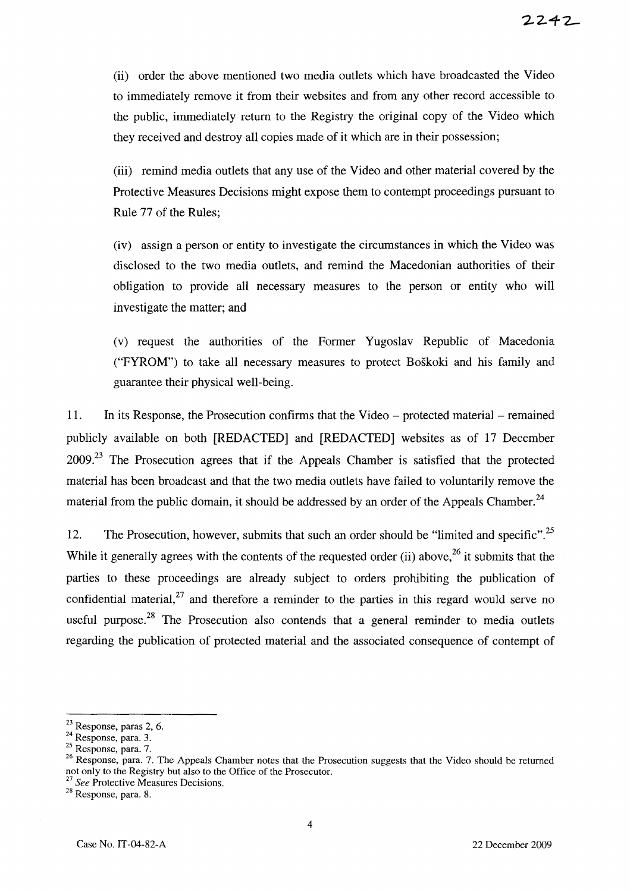(ii) order the above mentioned two media outlets which have broadcasted the Video to immediately remove it from their websites and from any other record accessible to the public, immediately return to the Registry the original copy of the Video which they received and destroy all copies made of it which are in their possession;

(iii) remind media outlets that any use of the Video and other material covered by the Protective Measures Decisions might expose them to contempt proceedings pursuant to Rule 77 of the Rules;

(iv) assign a person or entity to investigate the circumstances in which the Video was disclosed to the two media outlets, and remind the Macedonian authorities of their obligation to provide all necessary measures to the person or entity who will investigate the matter; and

(v) request the authorities of the Former Yugoslav Republic of Macedonia ("FYROM") to take all necessary measures to protect Boškoki and his family and guarantee their physical well-being.

11. In its Response, the Prosecution confirms that the Video – protected material – remained publicly available on both [REDACTED] and [REDACTED] websites as of 17 December 2009.[23] The Prosecution agrees that if the Appeals Chamber is satisfied that the protected material has been broadcast and that the two media outlets have failed to voluntarily remove the material from the public domain, it should be addressed by an order of the Appeals Chamber.[24]

12. The Prosecution, however, submits that such an order should be "limited and specific".[25] While it generally agrees with the contents of the requested order (ii) above,[26] it submits that the parties to these proceedings are already subject to orders prohibiting the publication of confidential material,[27] and therefore a reminder to the parties in this regard would serve no useful purpose.[28] The Prosecution also contends that a general reminder to media outlets regarding the publication of protected material and the associated consequence of contempt of

---

[23] Response, paras 2, 6.

[24] Response, para. 3.

[25] Response, para. 7.

[26] Response, para. 7. The Appeals Chamber notes that the Prosecution suggests that the Video should be returned not only to the Registry but also to the Office of the Prosecutor.

[27] *See* Protective Measures Decisions.

[28] Response, para. 8.

Case No. IT-04-82-A 22 December 2009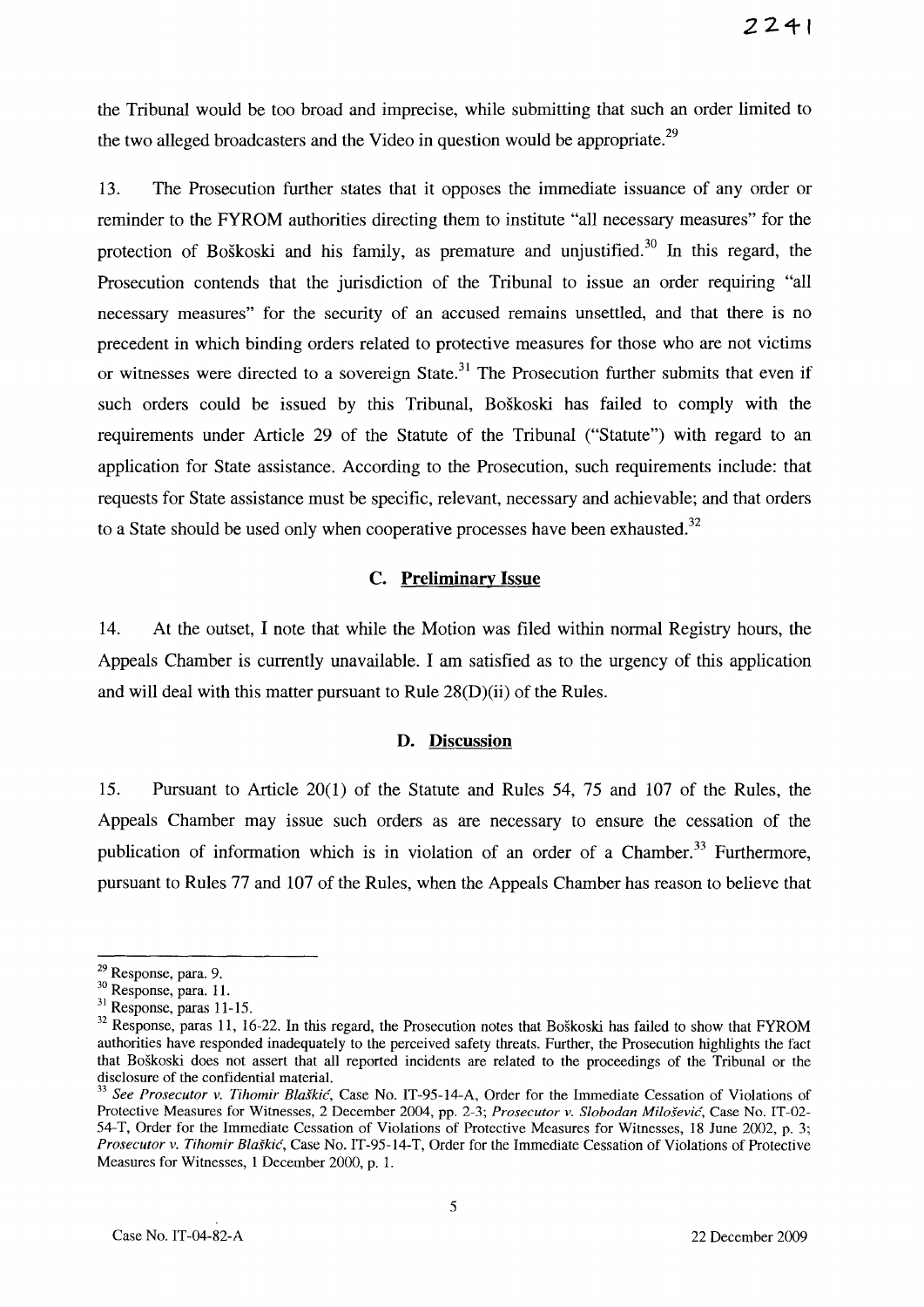the Tribunal would be too broad and imprecise, while submitting that such an order limited to the two alleged broadcasters and the Video in question would be appropriate.[29]

13. The Prosecution further states that it opposes the immediate issuance of any order or reminder to the FYROM authorities directing them to institute "all necessary measures" for the protection of Boškoski and his family, as premature and unjustified.[30] In this regard, the Prosecution contends that the jurisdiction of the Tribunal to issue an order requiring "all necessary measures" for the security of an accused remains unsettled, and that there is no precedent in which binding orders related to protective measures for those who are not victims or witnesses were directed to a sovereign State.[31] The Prosecution further submits that even if such orders could be issued by this Tribunal, Boškoski has failed to comply with the requirements under Article 29 of the Statute of the Tribunal ("Statute") with regard to an application for State assistance. According to the Prosecution, such requirements include: that requests for State assistance must be specific, relevant, necessary and achievable; and that orders to a State should be used only when cooperative processes have been exhausted.[32]

## C. Preliminary Issue

14. At the outset, I note that while the Motion was filed within normal Registry hours, the Appeals Chamber is currently unavailable. I am satisfied as to the urgency of this application and will deal with this matter pursuant to Rule 28(D)(ii) of the Rules.

## D. Discussion

15. Pursuant to Article 20(1) of the Statute and Rules 54, 75 and 107 of the Rules, the Appeals Chamber may issue such orders as are necessary to ensure the cessation of the publication of information which is in violation of an order of a Chamber.[33] Furthermore, pursuant to Rules 77 and 107 of the Rules, when the Appeals Chamber has reason to believe that

---

[29] Response, para. 9.

[30] Response, para. 11.

[31] Response, paras 11-15.

[32] Response, paras 11, 16-22. In this regard, the Prosecution notes that Boškoski has failed to show that FYROM authorities have responded inadequately to the perceived safety threats. Further, the Prosecution highlights the fact that Boškoski does not assert that all reported incidents are related to the proceedings of the Tribunal or the disclosure of the confidential material.

[33] *See Prosecutor v. Tihomir Blaškić*, Case No. IT-95-14-A, Order for the Immediate Cessation of Violations of Protective Measures for Witnesses, 2 December 2004, pp. 2-3; *Prosecutor v. Slobodan Milošević*, Case No. IT-02-54-T, Order for the Immediate Cessation of Violations of Protective Measures for Witnesses, 18 June 2002, p. 3; *Prosecutor v. Tihomir Blaškić*, Case No. IT-95-14-T, Order for the Immediate Cessation of Violations of Protective Measures for Witnesses, 1 December 2000, p. 1.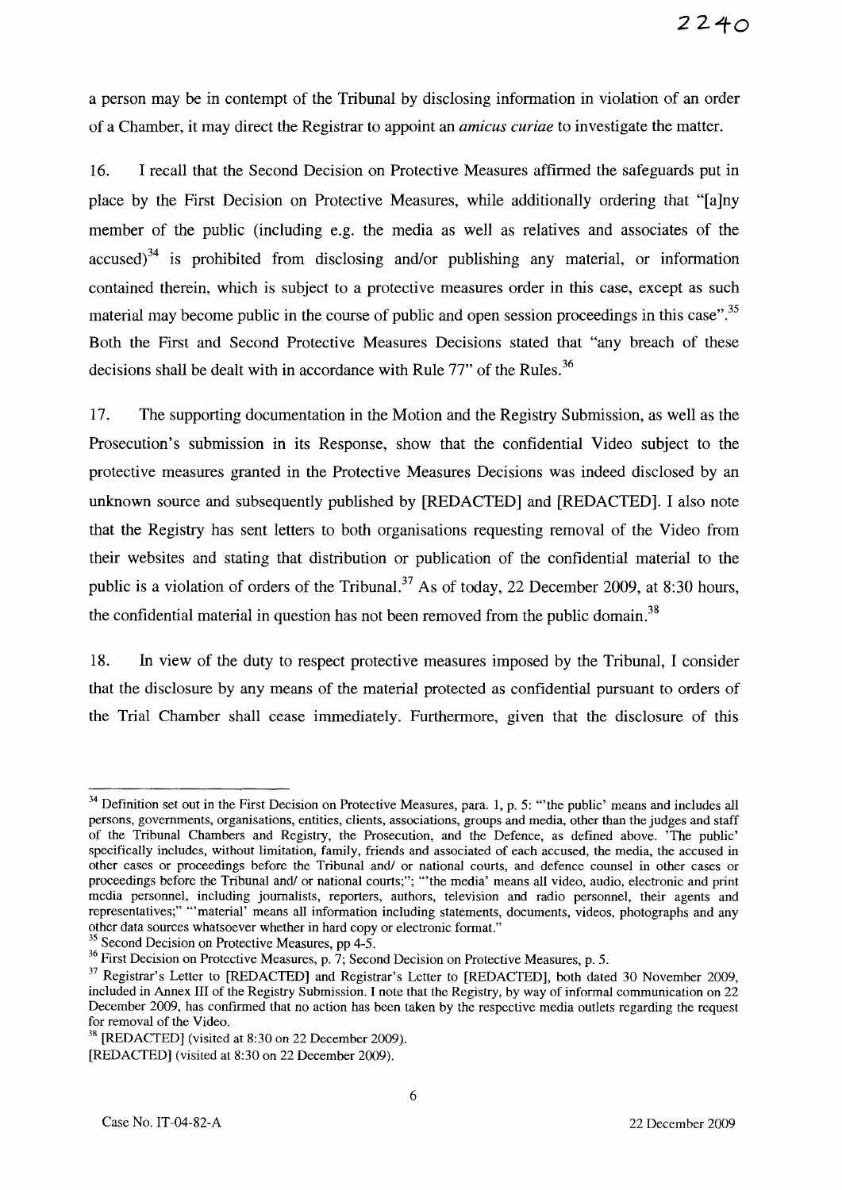a person may be in contempt of the Tribunal by disclosing information in violation of an order of a Chamber, it may direct the Registrar to appoint an *amicus curiae* to investigate the matter.

16. I recall that the Second Decision on Protective Measures affirmed the safeguards put in place by the First Decision on Protective Measures, while additionally ordering that "[a]ny member of the public (including e.g. the media as well as relatives and associates of the accused)[34] is prohibited from disclosing and/or publishing any material, or information contained therein, which is subject to a protective measures order in this case, except as such material may become public in the course of public and open session proceedings in this case".[35] Both the First and Second Protective Measures Decisions stated that "any breach of these decisions shall be dealt with in accordance with Rule 77" of the Rules.[36]

17. The supporting documentation in the Motion and the Registry Submission, as well as the Prosecution's submission in its Response, show that the confidential Video subject to the protective measures granted in the Protective Measures Decisions was indeed disclosed by an unknown source and subsequently published by [REDACTED] and [REDACTED]. I also note that the Registry has sent letters to both organisations requesting removal of the Video from their websites and stating that distribution or publication of the confidential material to the public is a violation of orders of the Tribunal.[37] As of today, 22 December 2009, at 8:30 hours, the confidential material in question has not been removed from the public domain.[38]

18. In view of the duty to respect protective measures imposed by the Tribunal, I consider that the disclosure by any means of the material protected as confidential pursuant to orders of the Trial Chamber shall cease immediately. Furthermore, given that the disclosure of this

---

[34] Definition set out in the First Decision on Protective Measures, para. 1, p. 5: "'the public' means and includes all persons, governments, organisations, entities, clients, associations, groups and media, other than the judges and staff of the Tribunal Chambers and Registry, the Prosecution, and the Defence, as defined above. 'The public' specifically includes, without limitation, family, friends and associated of each accused, the media, the accused in other cases or proceedings before the Tribunal and/ or national courts, and defence counsel in other cases or proceedings before the Tribunal and/ or national courts;"; "'the media' means all video, audio, electronic and print media personnel, including journalists, reporters, authors, television and radio personnel, their agents and representatives;" "'material' means all information including statements, documents, videos, photographs and any other data sources whatsoever whether in hard copy or electronic format."

[35] Second Decision on Protective Measures, pp 4-5.

[36] First Decision on Protective Measures, p. 7; Second Decision on Protective Measures, p. 5.

[37] Registrar's Letter to [REDACTED] and Registrar's Letter to [REDACTED], both dated 30 November 2009, included in Annex III of the Registry Submission. I note that the Registry, by way of informal communication on 22 December 2009, has confirmed that no action has been taken by the respective media outlets regarding the request for removal of the Video.

[38] [REDACTED] (visited at 8:30 on 22 December 2009).

[REDACTED] (visited at 8:30 on 22 December 2009).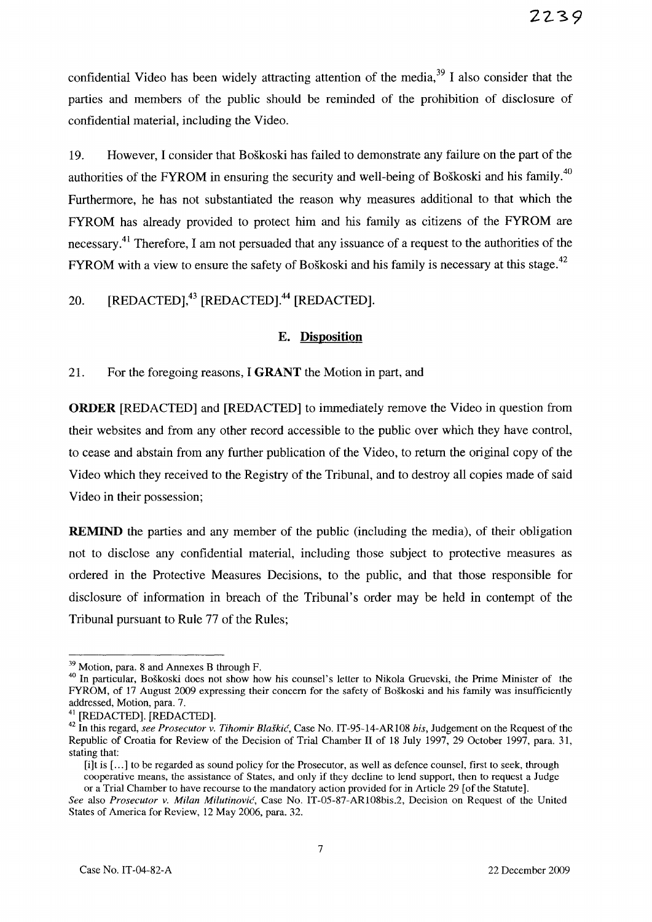confidential Video has been widely attracting attention of the media,[39] I also consider that the parties and members of the public should be reminded of the prohibition of disclosure of confidential material, including the Video.

19. However, I consider that Boškoski has failed to demonstrate any failure on the part of the authorities of the FYROM in ensuring the security and well-being of Boškoski and his family.[40] Furthermore, he has not substantiated the reason why measures additional to that which the FYROM has already provided to protect him and his family as citizens of the FYROM are necessary.[41] Therefore, I am not persuaded that any issuance of a request to the authorities of the FYROM with a view to ensure the safety of Boškoski and his family is necessary at this stage.[42]

20. [REDACTED],[43] [REDACTED].[44] [REDACTED].

### E. Disposition

21. For the foregoing reasons, I **GRANT** the Motion in part, and

**ORDER** [REDACTED] and [REDACTED] to immediately remove the Video in question from their websites and from any other record accessible to the public over which they have control, to cease and abstain from any further publication of the Video, to return the original copy of the Video which they received to the Registry of the Tribunal, and to destroy all copies made of said Video in their possession;

**REMIND** the parties and any member of the public (including the media), of their obligation not to disclose any confidential material, including those subject to protective measures as ordered in the Protective Measures Decisions, to the public, and that those responsible for disclosure of information in breach of the Tribunal's order may be held in contempt of the Tribunal pursuant to Rule 77 of the Rules;

---

[39] Motion, para. 8 and Annexes B through F.

[40] In particular, Boškoski does not show how his counsel's letter to Nikola Gruevski, the Prime Minister of the FYROM, of 17 August 2009 expressing their concern for the safety of Boškoski and his family was insufficiently addressed, Motion, para. 7.

[41] [REDACTED]. [REDACTED].

[42] In this regard, *see Prosecutor v. Tihomir Blaškić*, Case No. IT-95-14-AR108 *bis*, Judgement on the Request of the Republic of Croatia for Review of the Decision of Trial Chamber II of 18 July 1997, 29 October 1997, para. 31, stating that:

> [i]t is [...] to be regarded as sound policy for the Prosecutor, as well as defence counsel, first to seek, through cooperative means, the assistance of States, and only if they decline to lend support, then to request a Judge or a Trial Chamber to have recourse to the mandatory action provided for in Article 29 [of the Statute].

*See* also *Prosecutor v. Milan Milutinović*, Case No. IT-05-87-AR108bis.2, Decision on Request of the United States of America for Review, 12 May 2006, para. 32.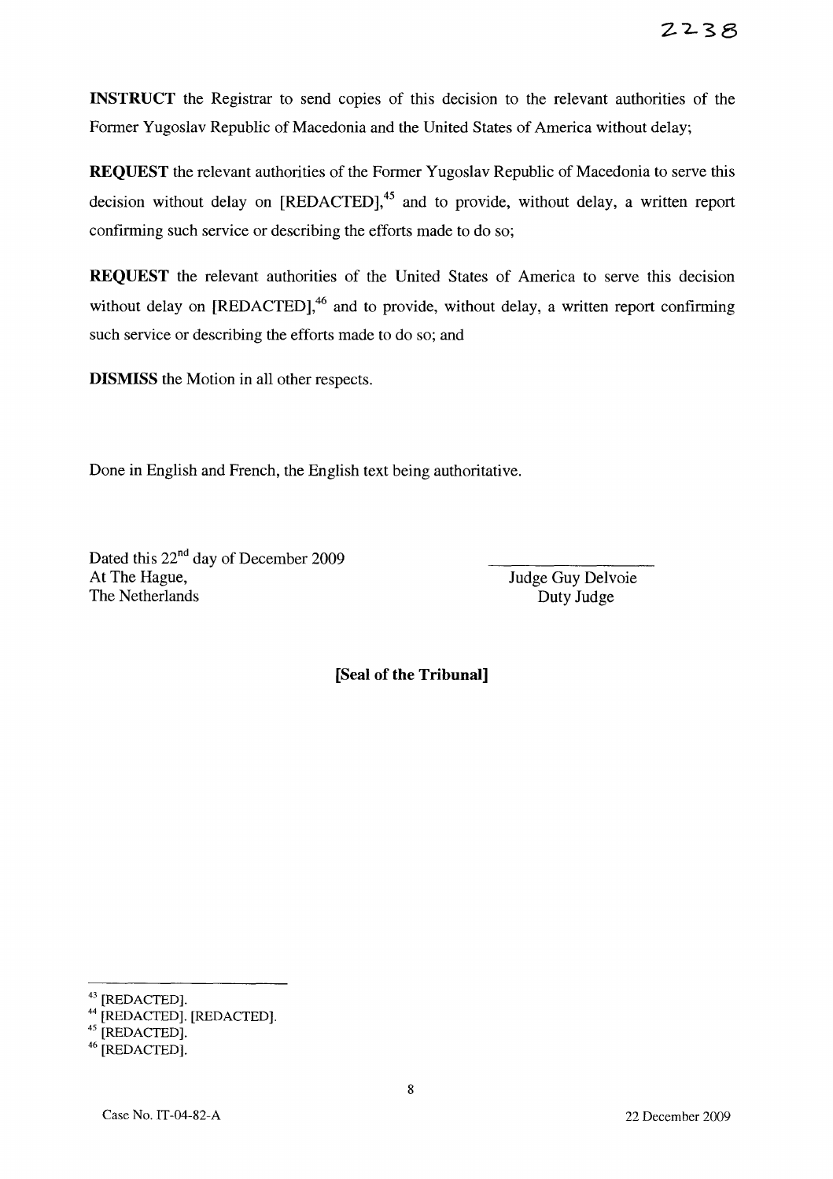**INSTRUCT** the Registrar to send copies of this decision to the relevant authorities of the Former Yugoslav Republic of Macedonia and the United States of America without delay;

**REQUEST** the relevant authorities of the Former Yugoslav Republic of Macedonia to serve this decision without delay on [REDACTED],[45] and to provide, without delay, a written report confirming such service or describing the efforts made to do so;

**REQUEST** the relevant authorities of the United States of America to serve this decision without delay on [REDACTED],[46] and to provide, without delay, a written report confirming such service or describing the efforts made to do so; and

**DISMISS** the Motion in all other respects.

Done in English and French, the English text being authoritative.

Dated this 22nd day of December 2009
At The Hague,
The Netherlands

Judge Guy Delvoie
Duty Judge

**[Seal of the Tribunal]**

---

[43] [REDACTED].

[44] [REDACTED]. [REDACTED].

[45] [REDACTED].

[46] [REDACTED].